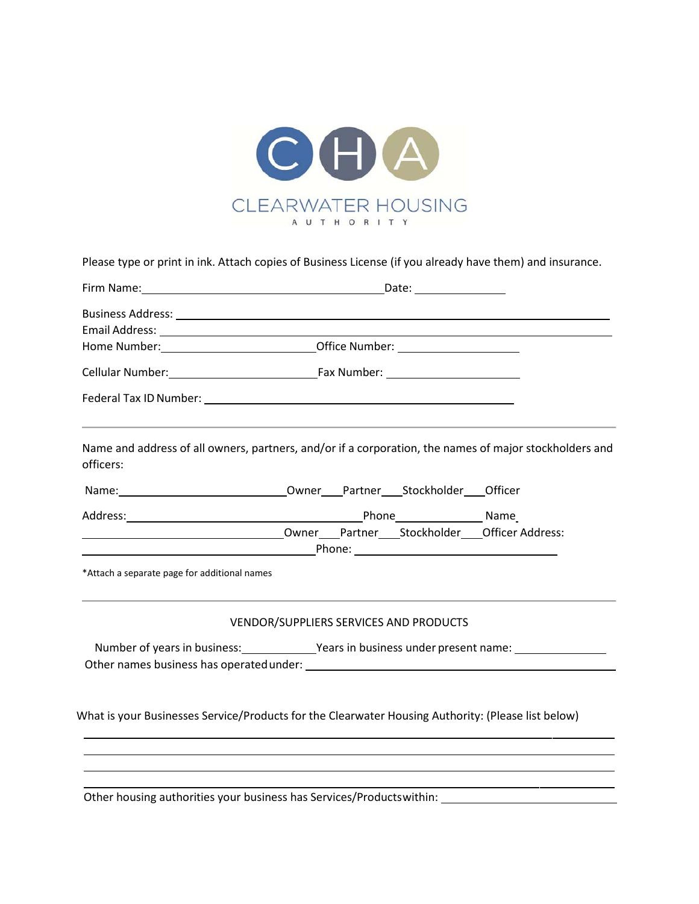# CLEARWATER HOUSING AUTHORITY

Please type or print in ink. Attach copies of Business License (if you already have them) and insurance.

Firm Name: ______________________________ Date: ______________

Business Address: ______________________________________________

Email Address: ______________________________________________

Home Number: ______________________ Office Number: ____________________

Cellular Number: ______________________ Fax Number: ____________________

Federal Tax ID Number: ______________________________________________

---

Name and address of all owners, partners, and/or if a corporation, the names of major stockholders and officers:

Name: ____________________________ Owner___Partner___Stockholder___Officer

Address: ________________________________ Phone______________ Name

____________________________ Owner___Partner___Stockholder___Officer Address:

________________________________ Phone: ______________________________

*Attach a separate page for additional names

---

## VENDOR/SUPPLIERS SERVICES AND PRODUCTS

Number of years in business: ____________ Years in business under present name: ______________

Other names business has operated under: ______________________________________________

What is your Businesses Service/Products for the Clearwater Housing Authority: (Please list below)

______________________________________________________________________

______________________________________________________________________

______________________________________________________________________

______________________________________________________________________

Other housing authorities your business has Services/Products within: ____________________________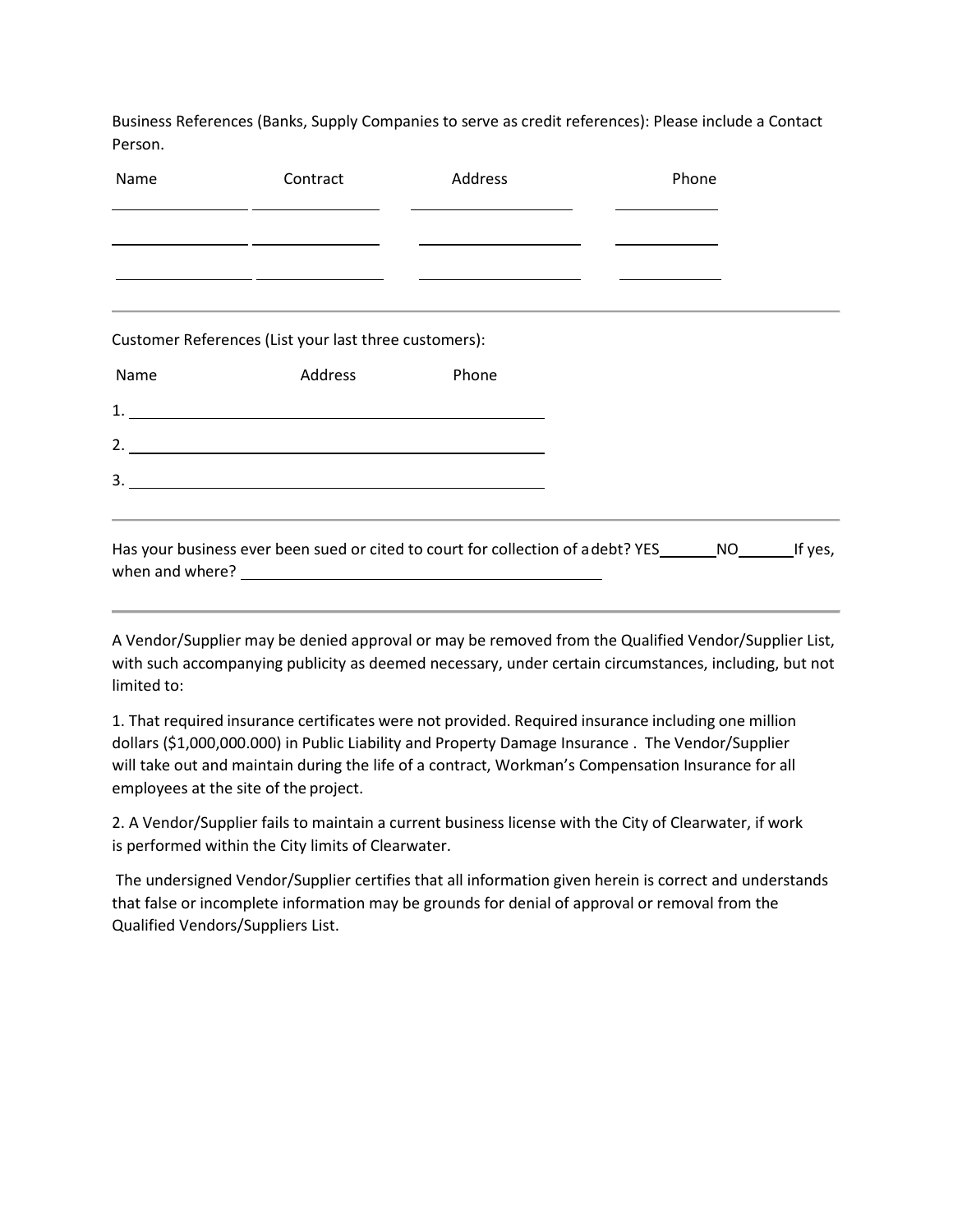Business References (Banks, Supply Companies to serve as credit references): Please include a Contact Person.

| Name | Contract | Address | Phone |
| --- | --- | --- | --- |
| | | | |
| | | | |
| | | | |

---

Customer References (List your last three customers):

Name Address Phone

1. ______________________________________________

2. ______________________________________________

3. ______________________________________________

---

Has your business ever been sued or cited to court for collection of a debt? YES______NO______If yes, when and where? ________________________________________

---

A Vendor/Supplier may be denied approval or may be removed from the Qualified Vendor/Supplier List, with such accompanying publicity as deemed necessary, under certain circumstances, including, but not limited to:

1. That required insurance certificates were not provided. Required insurance including one million dollars ($1,000,000.000) in Public Liability and Property Damage Insurance . The Vendor/Supplier will take out and maintain during the life of a contract, Workman's Compensation Insurance for all employees at the site of the project.

2. A Vendor/Supplier fails to maintain a current business license with the City of Clearwater, if work is performed within the City limits of Clearwater.

The undersigned Vendor/Supplier certifies that all information given herein is correct and understands that false or incomplete information may be grounds for denial of approval or removal from the Qualified Vendors/Suppliers List.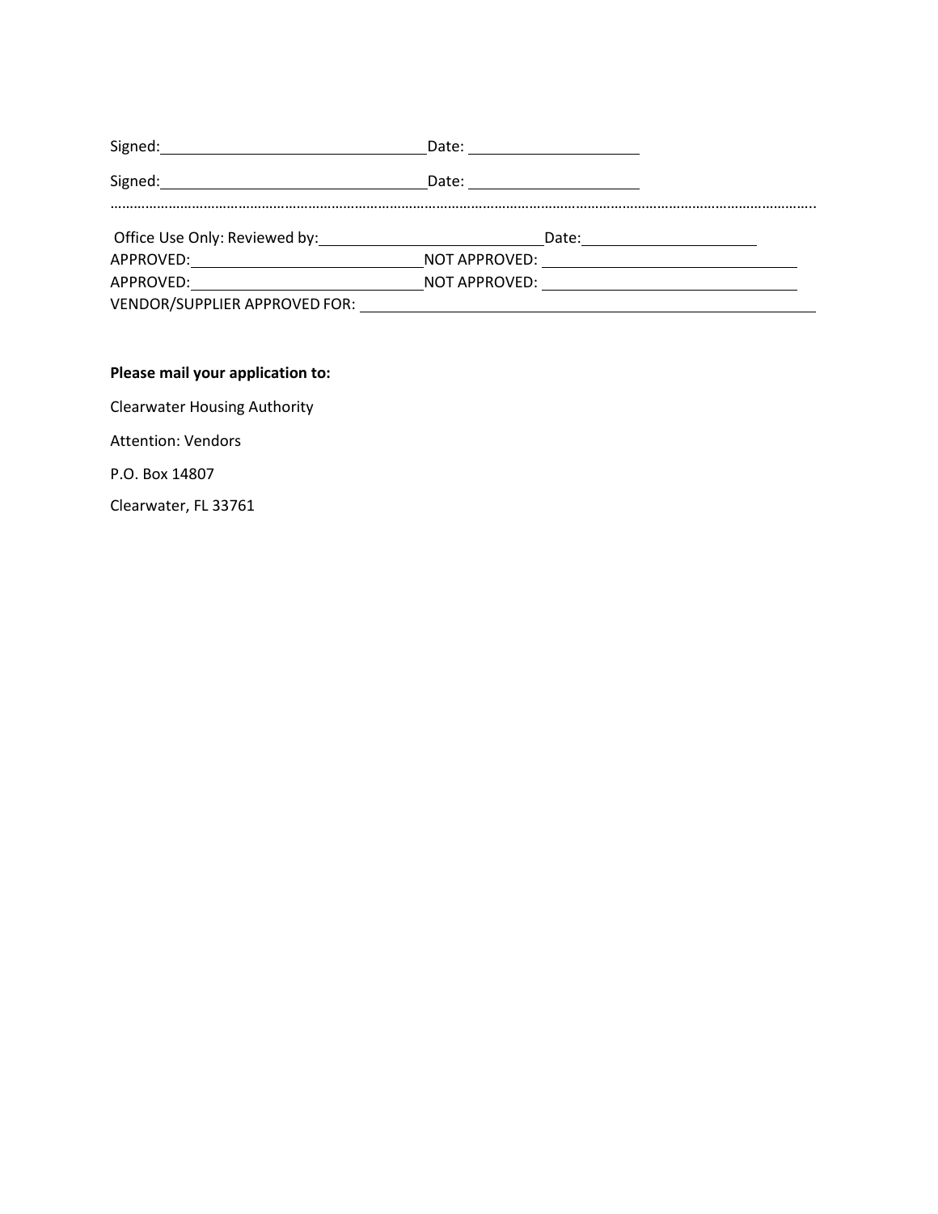Signed:_______________________________Date: ____________________

Signed:_______________________________Date: ____________________

…………………………………………………………………………………………………………………………………………………………..

Office Use Only: Reviewed by:_________________________Date:____________________

APPROVED:_________________________NOT APPROVED: ______________________________

APPROVED:_________________________NOT APPROVED: ______________________________

VENDOR/SUPPLIER APPROVED FOR: ______________________________________________________

**Please mail your application to:**

Clearwater Housing Authority

Attention: Vendors

P.O. Box 14807

Clearwater, FL 33761